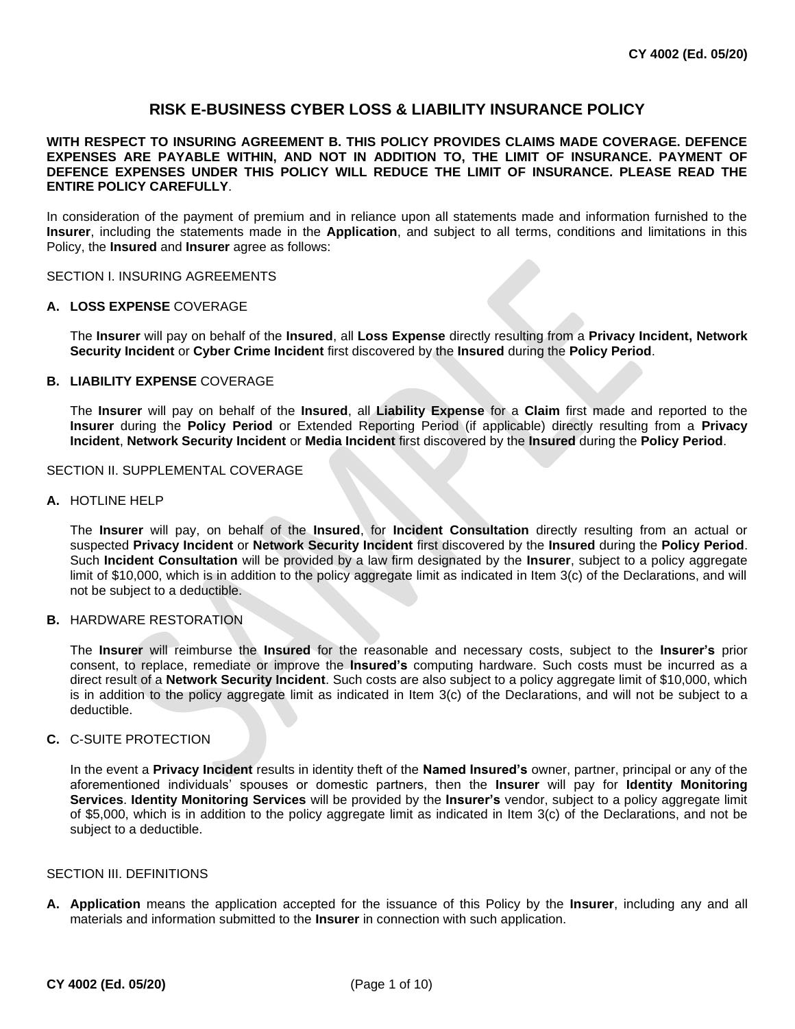# RISK E-BUSINESS CYBER LOSS & LIABILITY INSURANCE POLICY

**WITH RESPECT TO INSURING AGREEMENT B. THIS POLICY PROVIDES CLAIMS MADE COVERAGE. DEFENCE EXPENSES ARE PAYABLE WITHIN, AND NOT IN ADDITION TO, THE LIMIT OF INSURANCE. PAYMENT OF DEFENCE EXPENSES UNDER THIS POLICY WILL REDUCE THE LIMIT OF INSURANCE. PLEASE READ THE ENTIRE POLICY CAREFULLY**.

In consideration of the payment of premium and in reliance upon all statements made and information furnished to the **Insurer**, including the statements made in the **Application**, and subject to all terms, conditions and limitations in this Policy, the **Insured** and **Insurer** agree as follows:

## SECTION I. INSURING AGREEMENTS

**A. LOSS EXPENSE** COVERAGE

The **Insurer** will pay on behalf of the **Insured**, all **Loss Expense** directly resulting from a **Privacy Incident, Network Security Incident** or **Cyber Crime Incident** first discovered by the **Insured** during the **Policy Period**.

**B. LIABILITY EXPENSE** COVERAGE

The **Insurer** will pay on behalf of the **Insured**, all **Liability Expense** for a **Claim** first made and reported to the **Insurer** during the **Policy Period** or Extended Reporting Period (if applicable) directly resulting from a **Privacy Incident**, **Network Security Incident** or **Media Incident** first discovered by the **Insured** during the **Policy Period**.

## SECTION II. SUPPLEMENTAL COVERAGE

**A.** HOTLINE HELP

The **Insurer** will pay, on behalf of the **Insured**, for **Incident Consultation** directly resulting from an actual or suspected **Privacy Incident** or **Network Security Incident** first discovered by the **Insured** during the **Policy Period**. Such **Incident Consultation** will be provided by a law firm designated by the **Insurer**, subject to a policy aggregate limit of $10,000, which is in addition to the policy aggregate limit as indicated in Item 3(c) of the Declarations, and will not be subject to a deductible.

**B.** HARDWARE RESTORATION

The **Insurer** will reimburse the **Insured** for the reasonable and necessary costs, subject to the **Insurer's** prior consent, to replace, remediate or improve the **Insured's** computing hardware. Such costs must be incurred as a direct result of a **Network Security Incident**. Such costs are also subject to a policy aggregate limit of $10,000, which is in addition to the policy aggregate limit as indicated in Item 3(c) of the Declarations, and will not be subject to a deductible.

**C.** C-SUITE PROTECTION

In the event a **Privacy Incident** results in identity theft of the **Named Insured's** owner, partner, principal or any of the aforementioned individuals' spouses or domestic partners, then the **Insurer** will pay for **Identity Monitoring Services**. **Identity Monitoring Services** will be provided by the **Insurer's** vendor, subject to a policy aggregate limit of $5,000, which is in addition to the policy aggregate limit as indicated in Item 3(c) of the Declarations, and not be subject to a deductible.

## SECTION III. DEFINITIONS

**A. Application** means the application accepted for the issuance of this Policy by the **Insurer**, including any and all materials and information submitted to the **Insurer** in connection with such application.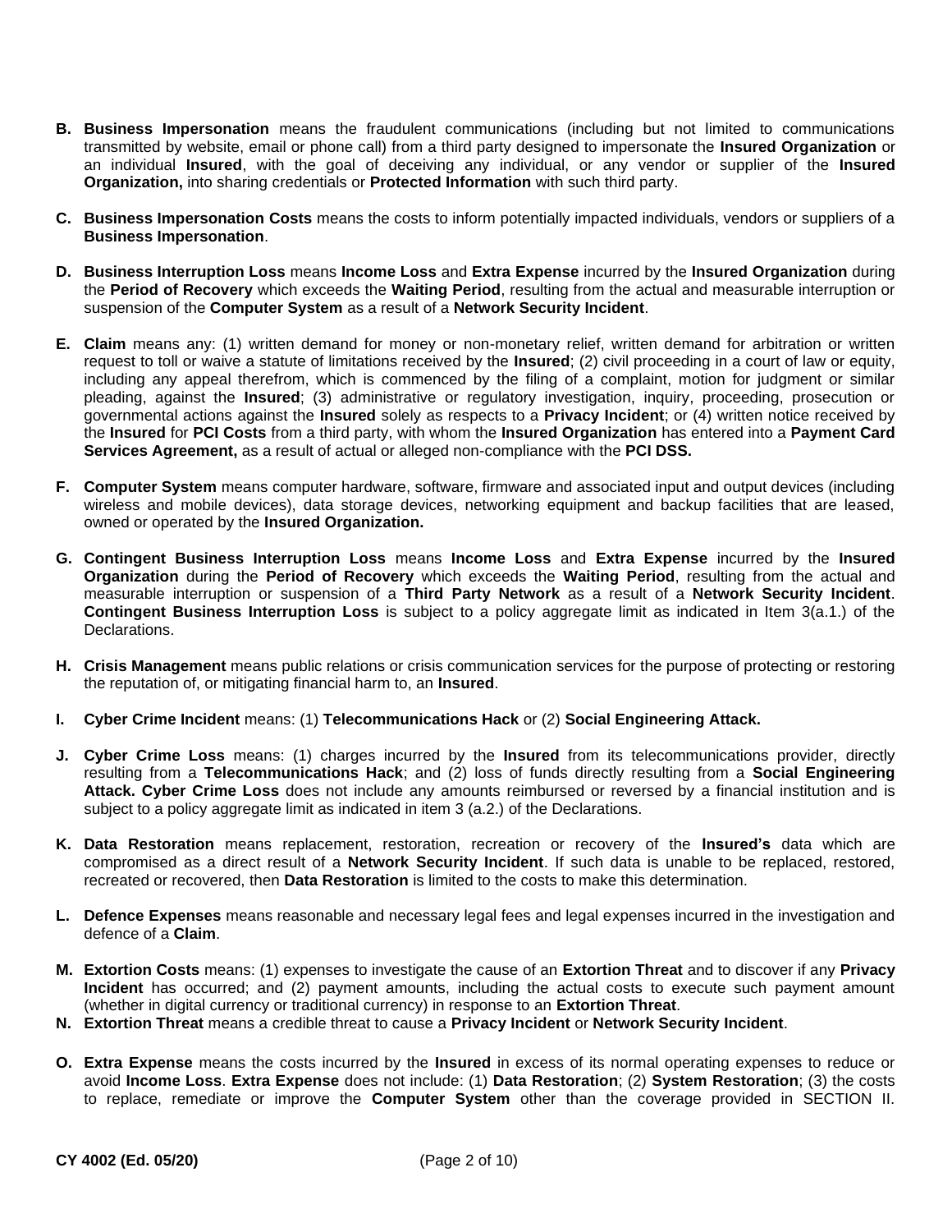**B. Business Impersonation** means the fraudulent communications (including but not limited to communications transmitted by website, email or phone call) from a third party designed to impersonate the **Insured Organization** or an individual **Insured**, with the goal of deceiving any individual, or any vendor or supplier of the **Insured Organization,** into sharing credentials or **Protected Information** with such third party.

**C. Business Impersonation Costs** means the costs to inform potentially impacted individuals, vendors or suppliers of a **Business Impersonation**.

**D. Business Interruption Loss** means **Income Loss** and **Extra Expense** incurred by the **Insured Organization** during the **Period of Recovery** which exceeds the **Waiting Period**, resulting from the actual and measurable interruption or suspension of the **Computer System** as a result of a **Network Security Incident**.

**E. Claim** means any: (1) written demand for money or non-monetary relief, written demand for arbitration or written request to toll or waive a statute of limitations received by the **Insured**; (2) civil proceeding in a court of law or equity, including any appeal therefrom, which is commenced by the filing of a complaint, motion for judgment or similar pleading, against the **Insured**; (3) administrative or regulatory investigation, inquiry, proceeding, prosecution or governmental actions against the **Insured** solely as respects to a **Privacy Incident**; or (4) written notice received by the **Insured** for **PCI Costs** from a third party, with whom the **Insured Organization** has entered into a **Payment Card Services Agreement,** as a result of actual or alleged non-compliance with the **PCI DSS.**

**F. Computer System** means computer hardware, software, firmware and associated input and output devices (including wireless and mobile devices), data storage devices, networking equipment and backup facilities that are leased, owned or operated by the **Insured Organization.**

**G. Contingent Business Interruption Loss** means **Income Loss** and **Extra Expense** incurred by the **Insured Organization** during the **Period of Recovery** which exceeds the **Waiting Period**, resulting from the actual and measurable interruption or suspension of a **Third Party Network** as a result of a **Network Security Incident**. **Contingent Business Interruption Loss** is subject to a policy aggregate limit as indicated in Item 3(a.1.) of the Declarations.

**H. Crisis Management** means public relations or crisis communication services for the purpose of protecting or restoring the reputation of, or mitigating financial harm to, an **Insured**.

**I. Cyber Crime Incident** means: (1) **Telecommunications Hack** or (2) **Social Engineering Attack.**

**J. Cyber Crime Loss** means: (1) charges incurred by the **Insured** from its telecommunications provider, directly resulting from a **Telecommunications Hack**; and (2) loss of funds directly resulting from a **Social Engineering Attack. Cyber Crime Loss** does not include any amounts reimbursed or reversed by a financial institution and is subject to a policy aggregate limit as indicated in item 3 (a.2.) of the Declarations.

**K. Data Restoration** means replacement, restoration, recreation or recovery of the **Insured's** data which are compromised as a direct result of a **Network Security Incident**. If such data is unable to be replaced, restored, recreated or recovered, then **Data Restoration** is limited to the costs to make this determination.

**L. Defence Expenses** means reasonable and necessary legal fees and legal expenses incurred in the investigation and defence of a **Claim**.

**M. Extortion Costs** means: (1) expenses to investigate the cause of an **Extortion Threat** and to discover if any **Privacy Incident** has occurred; and (2) payment amounts, including the actual costs to execute such payment amount (whether in digital currency or traditional currency) in response to an **Extortion Threat**.

**N. Extortion Threat** means a credible threat to cause a **Privacy Incident** or **Network Security Incident**.

**O. Extra Expense** means the costs incurred by the **Insured** in excess of its normal operating expenses to reduce or avoid **Income Loss**. **Extra Expense** does not include: (1) **Data Restoration**; (2) **System Restoration**; (3) the costs to replace, remediate or improve the **Computer System** other than the coverage provided in SECTION II.

CY 4002 (Ed. 05/20)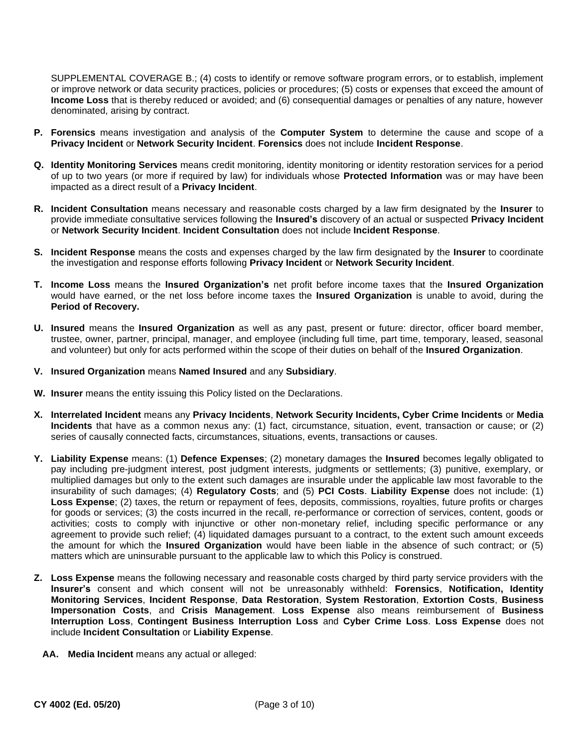SUPPLEMENTAL COVERAGE B.; (4) costs to identify or remove software program errors, or to establish, implement or improve network or data security practices, policies or procedures; (5) costs or expenses that exceed the amount of **Income Loss** that is thereby reduced or avoided; and (6) consequential damages or penalties of any nature, however denominated, arising by contract.

**P. Forensics** means investigation and analysis of the **Computer System** to determine the cause and scope of a **Privacy Incident** or **Network Security Incident**. **Forensics** does not include **Incident Response**.

**Q. Identity Monitoring Services** means credit monitoring, identity monitoring or identity restoration services for a period of up to two years (or more if required by law) for individuals whose **Protected Information** was or may have been impacted as a direct result of a **Privacy Incident**.

**R. Incident Consultation** means necessary and reasonable costs charged by a law firm designated by the **Insurer** to provide immediate consultative services following the **Insured's** discovery of an actual or suspected **Privacy Incident** or **Network Security Incident**. **Incident Consultation** does not include **Incident Response**.

**S. Incident Response** means the costs and expenses charged by the law firm designated by the **Insurer** to coordinate the investigation and response efforts following **Privacy Incident** or **Network Security Incident**.

**T. Income Loss** means the **Insured Organization's** net profit before income taxes that the **Insured Organization** would have earned, or the net loss before income taxes the **Insured Organization** is unable to avoid, during the **Period of Recovery.**

**U. Insured** means the **Insured Organization** as well as any past, present or future: director, officer board member, trustee, owner, partner, principal, manager, and employee (including full time, part time, temporary, leased, seasonal and volunteer) but only for acts performed within the scope of their duties on behalf of the **Insured Organization**.

**V. Insured Organization** means **Named Insured** and any **Subsidiary**.

**W. Insurer** means the entity issuing this Policy listed on the Declarations.

**X. Interrelated Incident** means any **Privacy Incidents**, **Network Security Incidents, Cyber Crime Incidents** or **Media Incidents** that have as a common nexus any: (1) fact, circumstance, situation, event, transaction or cause; or (2) series of causally connected facts, circumstances, situations, events, transactions or causes.

**Y. Liability Expense** means: (1) **Defence Expenses**; (2) monetary damages the **Insured** becomes legally obligated to pay including pre-judgment interest, post judgment interests, judgments or settlements; (3) punitive, exemplary, or multiplied damages but only to the extent such damages are insurable under the applicable law most favorable to the insurability of such damages; (4) **Regulatory Costs**; and (5) **PCI Costs**. **Liability Expense** does not include: (1) **Loss Expense**; (2) taxes, the return or repayment of fees, deposits, commissions, royalties, future profits or charges for goods or services; (3) the costs incurred in the recall, re-performance or correction of services, content, goods or activities; costs to comply with injunctive or other non-monetary relief, including specific performance or any agreement to provide such relief; (4) liquidated damages pursuant to a contract, to the extent such amount exceeds the amount for which the **Insured Organization** would have been liable in the absence of such contract; or (5) matters which are uninsurable pursuant to the applicable law to which this Policy is construed.

**Z. Loss Expense** means the following necessary and reasonable costs charged by third party service providers with the **Insurer's** consent and which consent will not be unreasonably withheld: **Forensics**, **Notification, Identity Monitoring Services**, **Incident Response**, **Data Restoration**, **System Restoration**, **Extortion Costs**, **Business Impersonation Costs**, and **Crisis Management**. **Loss Expense** also means reimbursement of **Business Interruption Loss**, **Contingent Business Interruption Loss** and **Cyber Crime Loss**. **Loss Expense** does not include **Incident Consultation** or **Liability Expense**.

**AA. Media Incident** means any actual or alleged:

**CY 4002 (Ed. 05/20)**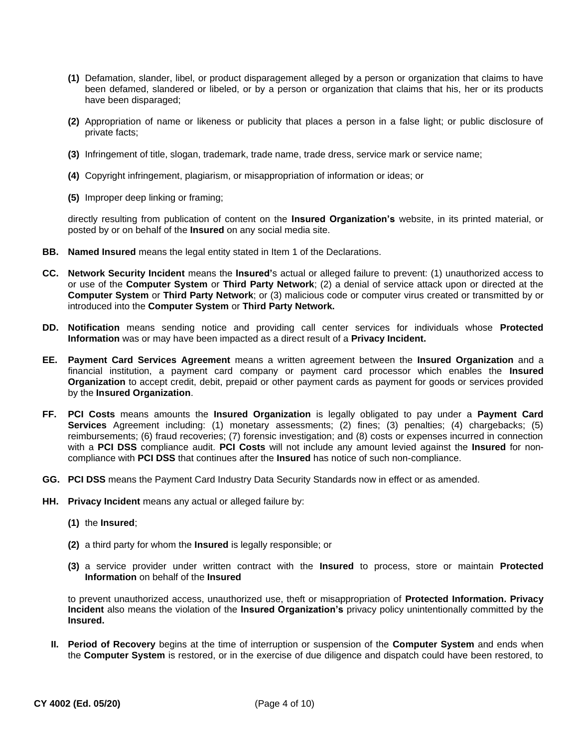**(1)** Defamation, slander, libel, or product disparagement alleged by a person or organization that claims to have been defamed, slandered or libeled, or by a person or organization that claims that his, her or its products have been disparaged;

**(2)** Appropriation of name or likeness or publicity that places a person in a false light; or public disclosure of private facts;

**(3)** Infringement of title, slogan, trademark, trade name, trade dress, service mark or service name;

**(4)** Copyright infringement, plagiarism, or misappropriation of information or ideas; or

**(5)** Improper deep linking or framing;

directly resulting from publication of content on the **Insured Organization's** website, in its printed material, or posted by or on behalf of the **Insured** on any social media site.

**BB.** **Named Insured** means the legal entity stated in Item 1 of the Declarations.

**CC.** **Network Security Incident** means the **Insured'**s actual or alleged failure to prevent: (1) unauthorized access to or use of the **Computer System** or **Third Party Network**; (2) a denial of service attack upon or directed at the **Computer System** or **Third Party Network**; or (3) malicious code or computer virus created or transmitted by or introduced into the **Computer System** or **Third Party Network.**

**DD.** **Notification** means sending notice and providing call center services for individuals whose **Protected Information** was or may have been impacted as a direct result of a **Privacy Incident.**

**EE.** **Payment Card Services Agreement** means a written agreement between the **Insured Organization** and a financial institution, a payment card company or payment card processor which enables the **Insured Organization** to accept credit, debit, prepaid or other payment cards as payment for goods or services provided by the **Insured Organization**.

**FF.** **PCI Costs** means amounts the **Insured Organization** is legally obligated to pay under a **Payment Card Services** Agreement including: (1) monetary assessments; (2) fines; (3) penalties; (4) chargebacks; (5) reimbursements; (6) fraud recoveries; (7) forensic investigation; and (8) costs or expenses incurred in connection with a **PCI DSS** compliance audit. **PCI Costs** will not include any amount levied against the **Insured** for non-compliance with **PCI DSS** that continues after the **Insured** has notice of such non-compliance.

**GG.** **PCI DSS** means the Payment Card Industry Data Security Standards now in effect or as amended.

**HH.** **Privacy Incident** means any actual or alleged failure by:

**(1)** the **Insured**;

**(2)** a third party for whom the **Insured** is legally responsible; or

**(3)** a service provider under written contract with the **Insured** to process, store or maintain **Protected Information** on behalf of the **Insured**

to prevent unauthorized access, unauthorized use, theft or misappropriation of **Protected Information. Privacy Incident** also means the violation of the **Insured Organization's** privacy policy unintentionally committed by the **Insured.**

**II.** **Period of Recovery** begins at the time of interruption or suspension of the **Computer System** and ends when the **Computer System** is restored, or in the exercise of due diligence and dispatch could have been restored, to

CY 4002 (Ed. 05/20)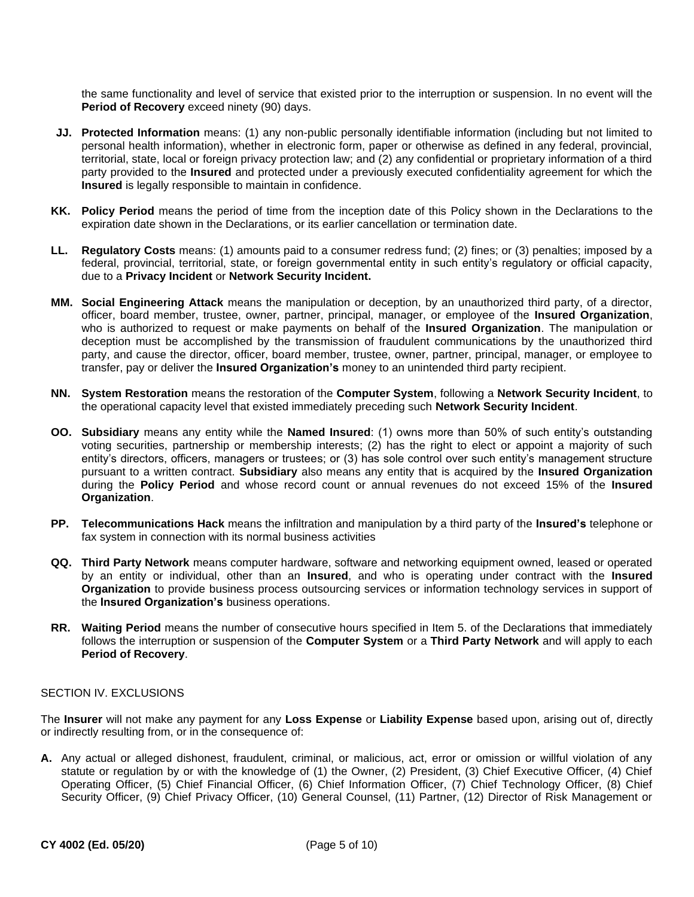the same functionality and level of service that existed prior to the interruption or suspension. In no event will the **Period of Recovery** exceed ninety (90) days.

**JJ. Protected Information** means: (1) any non-public personally identifiable information (including but not limited to personal health information), whether in electronic form, paper or otherwise as defined in any federal, provincial, territorial, state, local or foreign privacy protection law; and (2) any confidential or proprietary information of a third party provided to the **Insured** and protected under a previously executed confidentiality agreement for which the **Insured** is legally responsible to maintain in confidence.

**KK. Policy Period** means the period of time from the inception date of this Policy shown in the Declarations to the expiration date shown in the Declarations, or its earlier cancellation or termination date.

**LL. Regulatory Costs** means: (1) amounts paid to a consumer redress fund; (2) fines; or (3) penalties; imposed by a federal, provincial, territorial, state, or foreign governmental entity in such entity's regulatory or official capacity, due to a **Privacy Incident** or **Network Security Incident.**

**MM. Social Engineering Attack** means the manipulation or deception, by an unauthorized third party, of a director, officer, board member, trustee, owner, partner, principal, manager, or employee of the **Insured Organization**, who is authorized to request or make payments on behalf of the **Insured Organization**. The manipulation or deception must be accomplished by the transmission of fraudulent communications by the unauthorized third party, and cause the director, officer, board member, trustee, owner, partner, principal, manager, or employee to transfer, pay or deliver the **Insured Organization's** money to an unintended third party recipient.

**NN. System Restoration** means the restoration of the **Computer System**, following a **Network Security Incident**, to the operational capacity level that existed immediately preceding such **Network Security Incident**.

**OO. Subsidiary** means any entity while the **Named Insured**: (1) owns more than 50% of such entity's outstanding voting securities, partnership or membership interests; (2) has the right to elect or appoint a majority of such entity's directors, officers, managers or trustees; or (3) has sole control over such entity's management structure pursuant to a written contract. **Subsidiary** also means any entity that is acquired by the **Insured Organization** during the **Policy Period** and whose record count or annual revenues do not exceed 15% of the **Insured Organization**.

**PP. Telecommunications Hack** means the infiltration and manipulation by a third party of the **Insured's** telephone or fax system in connection with its normal business activities

**QQ. Third Party Network** means computer hardware, software and networking equipment owned, leased or operated by an entity or individual, other than an **Insured**, and who is operating under contract with the **Insured Organization** to provide business process outsourcing services or information technology services in support of the **Insured Organization's** business operations.

**RR. Waiting Period** means the number of consecutive hours specified in Item 5. of the Declarations that immediately follows the interruption or suspension of the **Computer System** or a **Third Party Network** and will apply to each **Period of Recovery**.

## SECTION IV. EXCLUSIONS

The **Insurer** will not make any payment for any **Loss Expense** or **Liability Expense** based upon, arising out of, directly or indirectly resulting from, or in the consequence of:

**A.** Any actual or alleged dishonest, fraudulent, criminal, or malicious, act, error or omission or willful violation of any statute or regulation by or with the knowledge of (1) the Owner, (2) President, (3) Chief Executive Officer, (4) Chief Operating Officer, (5) Chief Financial Officer, (6) Chief Information Officer, (7) Chief Technology Officer, (8) Chief Security Officer, (9) Chief Privacy Officer, (10) General Counsel, (11) Partner, (12) Director of Risk Management or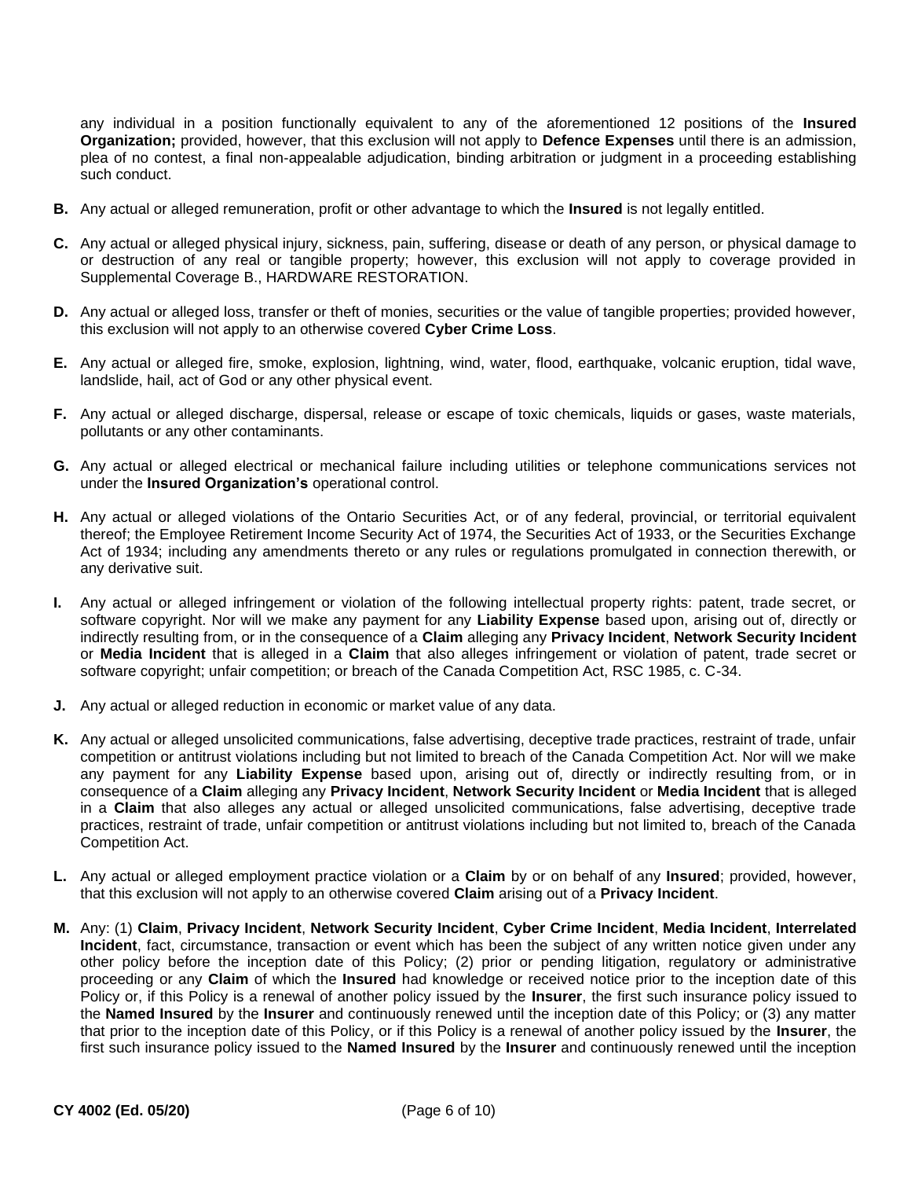any individual in a position functionally equivalent to any of the aforementioned 12 positions of the **Insured Organization;** provided, however, that this exclusion will not apply to **Defence Expenses** until there is an admission, plea of no contest, a final non-appealable adjudication, binding arbitration or judgment in a proceeding establishing such conduct.

**B.** Any actual or alleged remuneration, profit or other advantage to which the **Insured** is not legally entitled.

**C.** Any actual or alleged physical injury, sickness, pain, suffering, disease or death of any person, or physical damage to or destruction of any real or tangible property; however, this exclusion will not apply to coverage provided in Supplemental Coverage B., HARDWARE RESTORATION.

**D.** Any actual or alleged loss, transfer or theft of monies, securities or the value of tangible properties; provided however, this exclusion will not apply to an otherwise covered **Cyber Crime Loss**.

**E.** Any actual or alleged fire, smoke, explosion, lightning, wind, water, flood, earthquake, volcanic eruption, tidal wave, landslide, hail, act of God or any other physical event.

**F.** Any actual or alleged discharge, dispersal, release or escape of toxic chemicals, liquids or gases, waste materials, pollutants or any other contaminants.

**G.** Any actual or alleged electrical or mechanical failure including utilities or telephone communications services not under the **Insured Organization's** operational control.

**H.** Any actual or alleged violations of the Ontario Securities Act, or of any federal, provincial, or territorial equivalent thereof; the Employee Retirement Income Security Act of 1974, the Securities Act of 1933, or the Securities Exchange Act of 1934; including any amendments thereto or any rules or regulations promulgated in connection therewith, or any derivative suit.

**I.** Any actual or alleged infringement or violation of the following intellectual property rights: patent, trade secret, or software copyright. Nor will we make any payment for any **Liability Expense** based upon, arising out of, directly or indirectly resulting from, or in the consequence of a **Claim** alleging any **Privacy Incident**, **Network Security Incident** or **Media Incident** that is alleged in a **Claim** that also alleges infringement or violation of patent, trade secret or software copyright; unfair competition; or breach of the Canada Competition Act, RSC 1985, c. C-34.

**J.** Any actual or alleged reduction in economic or market value of any data.

**K.** Any actual or alleged unsolicited communications, false advertising, deceptive trade practices, restraint of trade, unfair competition or antitrust violations including but not limited to breach of the Canada Competition Act. Nor will we make any payment for any **Liability Expense** based upon, arising out of, directly or indirectly resulting from, or in consequence of a **Claim** alleging any **Privacy Incident**, **Network Security Incident** or **Media Incident** that is alleged in a **Claim** that also alleges any actual or alleged unsolicited communications, false advertising, deceptive trade practices, restraint of trade, unfair competition or antitrust violations including but not limited to, breach of the Canada Competition Act.

**L.** Any actual or alleged employment practice violation or a **Claim** by or on behalf of any **Insured**; provided, however, that this exclusion will not apply to an otherwise covered **Claim** arising out of a **Privacy Incident**.

**M.** Any: (1) **Claim**, **Privacy Incident**, **Network Security Incident**, **Cyber Crime Incident**, **Media Incident**, **Interrelated Incident**, fact, circumstance, transaction or event which has been the subject of any written notice given under any other policy before the inception date of this Policy; (2) prior or pending litigation, regulatory or administrative proceeding or any **Claim** of which the **Insured** had knowledge or received notice prior to the inception date of this Policy or, if this Policy is a renewal of another policy issued by the **Insurer**, the first such insurance policy issued to the **Named Insured** by the **Insurer** and continuously renewed until the inception date of this Policy; or (3) any matter that prior to the inception date of this Policy, or if this Policy is a renewal of another policy issued by the **Insurer**, the first such insurance policy issued to the **Named Insured** by the **Insurer** and continuously renewed until the inception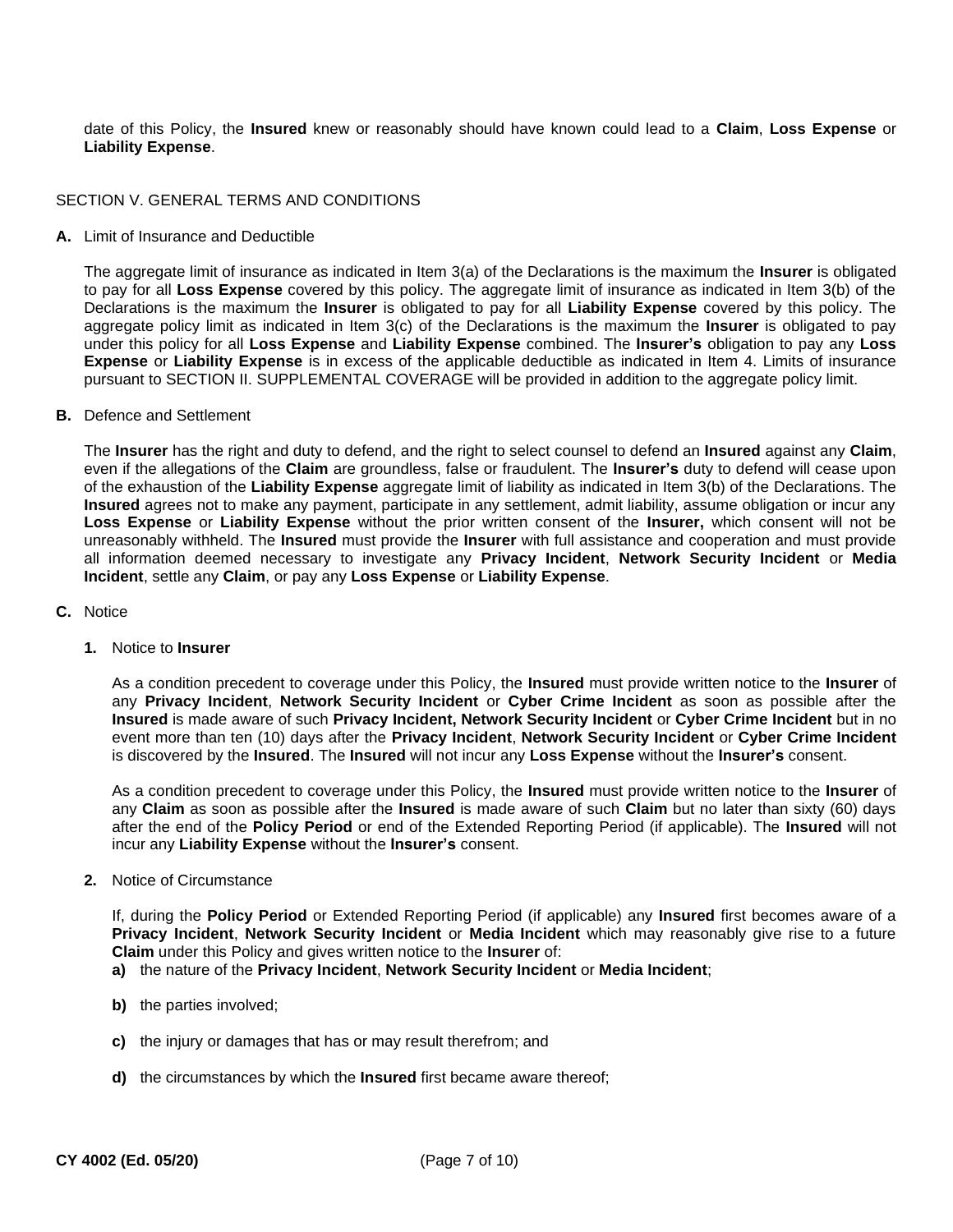date of this Policy, the **Insured** knew or reasonably should have known could lead to a **Claim**, **Loss Expense** or **Liability Expense**.

## SECTION V. GENERAL TERMS AND CONDITIONS

**A.** Limit of Insurance and Deductible

The aggregate limit of insurance as indicated in Item 3(a) of the Declarations is the maximum the **Insurer** is obligated to pay for all **Loss Expense** covered by this policy. The aggregate limit of insurance as indicated in Item 3(b) of the Declarations is the maximum the **Insurer** is obligated to pay for all **Liability Expense** covered by this policy. The aggregate policy limit as indicated in Item 3(c) of the Declarations is the maximum the **Insurer** is obligated to pay under this policy for all **Loss Expense** and **Liability Expense** combined. The **Insurer's** obligation to pay any **Loss Expense** or **Liability Expense** is in excess of the applicable deductible as indicated in Item 4. Limits of insurance pursuant to SECTION II. SUPPLEMENTAL COVERAGE will be provided in addition to the aggregate policy limit.

**B.** Defence and Settlement

The **Insurer** has the right and duty to defend, and the right to select counsel to defend an **Insured** against any **Claim**, even if the allegations of the **Claim** are groundless, false or fraudulent. The **Insurer's** duty to defend will cease upon of the exhaustion of the **Liability Expense** aggregate limit of liability as indicated in Item 3(b) of the Declarations. The **Insured** agrees not to make any payment, participate in any settlement, admit liability, assume obligation or incur any **Loss Expense** or **Liability Expense** without the prior written consent of the **Insurer,** which consent will not be unreasonably withheld. The **Insured** must provide the **Insurer** with full assistance and cooperation and must provide all information deemed necessary to investigate any **Privacy Incident**, **Network Security Incident** or **Media Incident**, settle any **Claim**, or pay any **Loss Expense** or **Liability Expense**.

**C.** Notice

**1.** Notice to **Insurer**

As a condition precedent to coverage under this Policy, the **Insured** must provide written notice to the **Insurer** of any **Privacy Incident**, **Network Security Incident** or **Cyber Crime Incident** as soon as possible after the **Insured** is made aware of such **Privacy Incident, Network Security Incident** or **Cyber Crime Incident** but in no event more than ten (10) days after the **Privacy Incident**, **Network Security Incident** or **Cyber Crime Incident** is discovered by the **Insured**. The **Insured** will not incur any **Loss Expense** without the **Insurer's** consent.

As a condition precedent to coverage under this Policy, the **Insured** must provide written notice to the **Insurer** of any **Claim** as soon as possible after the **Insured** is made aware of such **Claim** but no later than sixty (60) days after the end of the **Policy Period** or end of the Extended Reporting Period (if applicable). The **Insured** will not incur any **Liability Expense** without the **Insurer's** consent.

**2.** Notice of Circumstance

If, during the **Policy Period** or Extended Reporting Period (if applicable) any **Insured** first becomes aware of a **Privacy Incident**, **Network Security Incident** or **Media Incident** which may reasonably give rise to a future **Claim** under this Policy and gives written notice to the **Insurer** of:

**a)** the nature of the **Privacy Incident**, **Network Security Incident** or **Media Incident**;

**b)** the parties involved;

**c)** the injury or damages that has or may result therefrom; and

**d)** the circumstances by which the **Insured** first became aware thereof;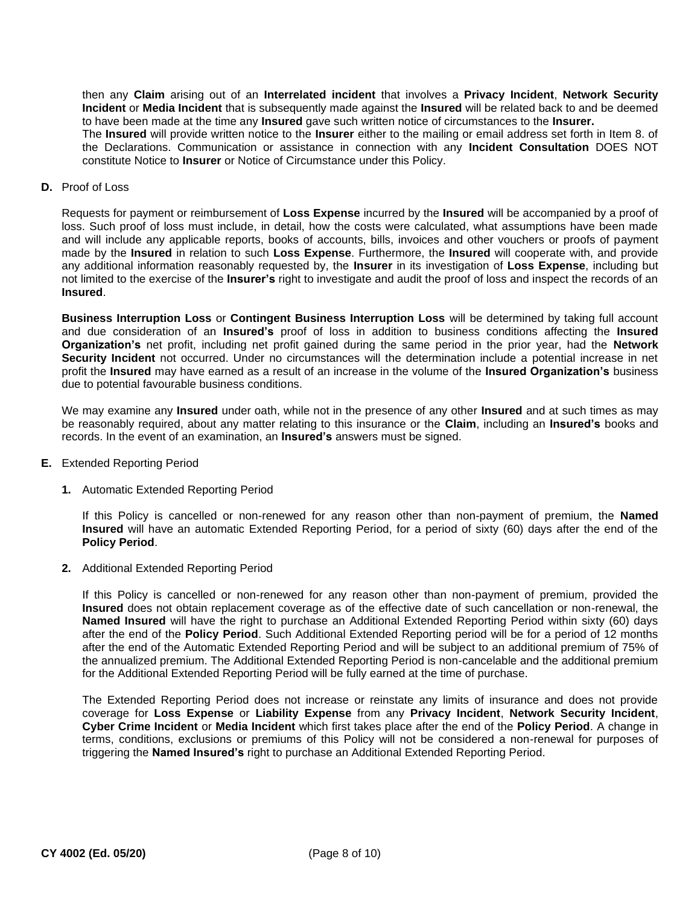then any **Claim** arising out of an **Interrelated incident** that involves a **Privacy Incident**, **Network Security Incident** or **Media Incident** that is subsequently made against the **Insured** will be related back to and be deemed to have been made at the time any **Insured** gave such written notice of circumstances to the **Insurer.**
The **Insured** will provide written notice to the **Insurer** either to the mailing or email address set forth in Item 8. of the Declarations. Communication or assistance in connection with any **Incident Consultation** DOES NOT constitute Notice to **Insurer** or Notice of Circumstance under this Policy.

**D.** Proof of Loss

Requests for payment or reimbursement of **Loss Expense** incurred by the **Insured** will be accompanied by a proof of loss. Such proof of loss must include, in detail, how the costs were calculated, what assumptions have been made and will include any applicable reports, books of accounts, bills, invoices and other vouchers or proofs of payment made by the **Insured** in relation to such **Loss Expense**. Furthermore, the **Insured** will cooperate with, and provide any additional information reasonably requested by, the **Insurer** in its investigation of **Loss Expense**, including but not limited to the exercise of the **Insurer's** right to investigate and audit the proof of loss and inspect the records of an **Insured**.

**Business Interruption Loss** or **Contingent Business Interruption Loss** will be determined by taking full account and due consideration of an **Insured's** proof of loss in addition to business conditions affecting the **Insured Organization's** net profit, including net profit gained during the same period in the prior year, had the **Network Security Incident** not occurred. Under no circumstances will the determination include a potential increase in net profit the **Insured** may have earned as a result of an increase in the volume of the **Insured Organization's** business due to potential favourable business conditions.

We may examine any **Insured** under oath, while not in the presence of any other **Insured** and at such times as may be reasonably required, about any matter relating to this insurance or the **Claim**, including an **Insured's** books and records. In the event of an examination, an **Insured's** answers must be signed.

**E.** Extended Reporting Period

**1.** Automatic Extended Reporting Period

If this Policy is cancelled or non-renewed for any reason other than non-payment of premium, the **Named Insured** will have an automatic Extended Reporting Period, for a period of sixty (60) days after the end of the **Policy Period**.

**2.** Additional Extended Reporting Period

If this Policy is cancelled or non-renewed for any reason other than non-payment of premium, provided the **Insured** does not obtain replacement coverage as of the effective date of such cancellation or non-renewal, the **Named Insured** will have the right to purchase an Additional Extended Reporting Period within sixty (60) days after the end of the **Policy Period**. Such Additional Extended Reporting period will be for a period of 12 months after the end of the Automatic Extended Reporting Period and will be subject to an additional premium of 75% of the annualized premium. The Additional Extended Reporting Period is non-cancelable and the additional premium for the Additional Extended Reporting Period will be fully earned at the time of purchase.

The Extended Reporting Period does not increase or reinstate any limits of insurance and does not provide coverage for **Loss Expense** or **Liability Expense** from any **Privacy Incident**, **Network Security Incident**, **Cyber Crime Incident** or **Media Incident** which first takes place after the end of the **Policy Period**. A change in terms, conditions, exclusions or premiums of this Policy will not be considered a non-renewal for purposes of triggering the **Named Insured's** right to purchase an Additional Extended Reporting Period.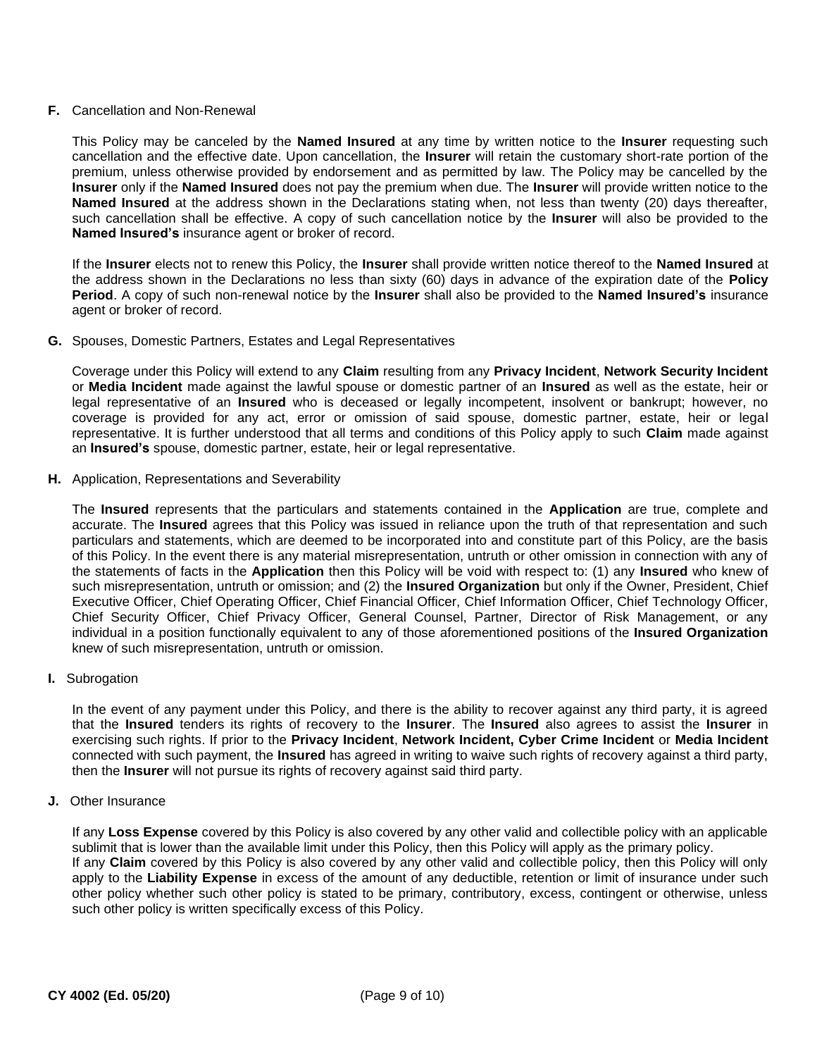**F.** Cancellation and Non-Renewal

This Policy may be canceled by the **Named Insured** at any time by written notice to the **Insurer** requesting such cancellation and the effective date. Upon cancellation, the **Insurer** will retain the customary short-rate portion of the premium, unless otherwise provided by endorsement and as permitted by law. The Policy may be cancelled by the **Insurer** only if the **Named Insured** does not pay the premium when due. The **Insurer** will provide written notice to the **Named Insured** at the address shown in the Declarations stating when, not less than twenty (20) days thereafter, such cancellation shall be effective. A copy of such cancellation notice by the **Insurer** will also be provided to the **Named Insured's** insurance agent or broker of record.

If the **Insurer** elects not to renew this Policy, the **Insurer** shall provide written notice thereof to the **Named Insured** at the address shown in the Declarations no less than sixty (60) days in advance of the expiration date of the **Policy Period**. A copy of such non-renewal notice by the **Insurer** shall also be provided to the **Named Insured's** insurance agent or broker of record.

**G.** Spouses, Domestic Partners, Estates and Legal Representatives

Coverage under this Policy will extend to any **Claim** resulting from any **Privacy Incident**, **Network Security Incident** or **Media Incident** made against the lawful spouse or domestic partner of an **Insured** as well as the estate, heir or legal representative of an **Insured** who is deceased or legally incompetent, insolvent or bankrupt; however, no coverage is provided for any act, error or omission of said spouse, domestic partner, estate, heir or legal representative. It is further understood that all terms and conditions of this Policy apply to such **Claim** made against an **Insured's** spouse, domestic partner, estate, heir or legal representative.

**H.** Application, Representations and Severability

The **Insured** represents that the particulars and statements contained in the **Application** are true, complete and accurate. The **Insured** agrees that this Policy was issued in reliance upon the truth of that representation and such particulars and statements, which are deemed to be incorporated into and constitute part of this Policy, are the basis of this Policy. In the event there is any material misrepresentation, untruth or other omission in connection with any of the statements of facts in the **Application** then this Policy will be void with respect to: (1) any **Insured** who knew of such misrepresentation, untruth or omission; and (2) the **Insured Organization** but only if the Owner, President, Chief Executive Officer, Chief Operating Officer, Chief Financial Officer, Chief Information Officer, Chief Technology Officer, Chief Security Officer, Chief Privacy Officer, General Counsel, Partner, Director of Risk Management, or any individual in a position functionally equivalent to any of those aforementioned positions of the **Insured Organization** knew of such misrepresentation, untruth or omission.

**I.** Subrogation

In the event of any payment under this Policy, and there is the ability to recover against any third party, it is agreed that the **Insured** tenders its rights of recovery to the **Insurer**. The **Insured** also agrees to assist the **Insurer** in exercising such rights. If prior to the **Privacy Incident**, **Network Incident, Cyber Crime Incident** or **Media Incident** connected with such payment, the **Insured** has agreed in writing to waive such rights of recovery against a third party, then the **Insurer** will not pursue its rights of recovery against said third party.

**J.** Other Insurance

If any **Loss Expense** covered by this Policy is also covered by any other valid and collectible policy with an applicable sublimit that is lower than the available limit under this Policy, then this Policy will apply as the primary policy.
If any **Claim** covered by this Policy is also covered by any other valid and collectible policy, then this Policy will only apply to the **Liability Expense** in excess of the amount of any deductible, retention or limit of insurance under such other policy whether such other policy is stated to be primary, contributory, excess, contingent or otherwise, unless such other policy is written specifically excess of this Policy.

**CY 4002 (Ed. 05/20)**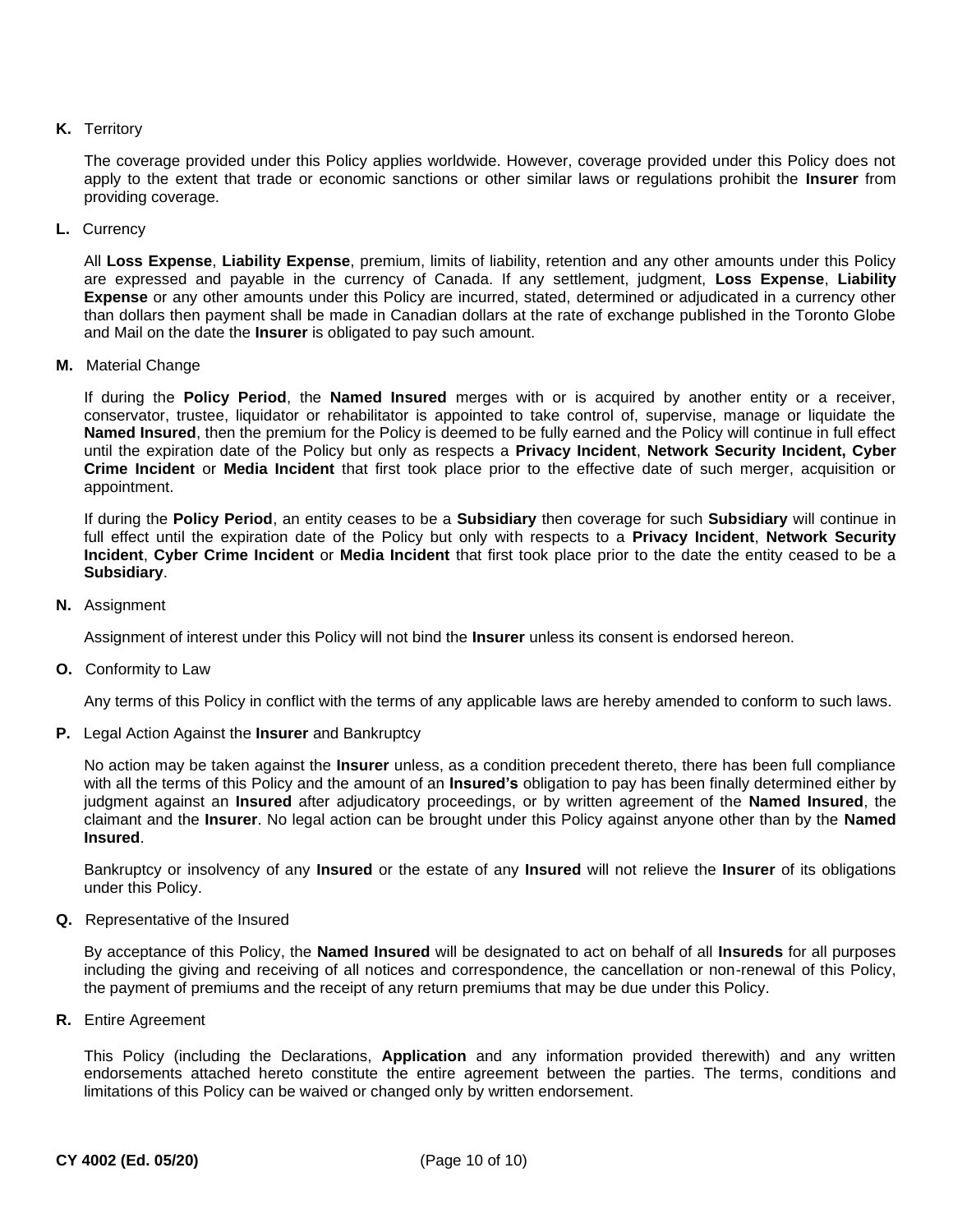**K.** Territory

The coverage provided under this Policy applies worldwide. However, coverage provided under this Policy does not apply to the extent that trade or economic sanctions or other similar laws or regulations prohibit the **Insurer** from providing coverage.

**L.** Currency

All **Loss Expense**, **Liability Expense**, premium, limits of liability, retention and any other amounts under this Policy are expressed and payable in the currency of Canada. If any settlement, judgment, **Loss Expense**, **Liability Expense** or any other amounts under this Policy are incurred, stated, determined or adjudicated in a currency other than dollars then payment shall be made in Canadian dollars at the rate of exchange published in the Toronto Globe and Mail on the date the **Insurer** is obligated to pay such amount.

**M.** Material Change

If during the **Policy Period**, the **Named Insured** merges with or is acquired by another entity or a receiver, conservator, trustee, liquidator or rehabilitator is appointed to take control of, supervise, manage or liquidate the **Named Insured**, then the premium for the Policy is deemed to be fully earned and the Policy will continue in full effect until the expiration date of the Policy but only as respects a **Privacy Incident**, **Network Security Incident, Cyber Crime Incident** or **Media Incident** that first took place prior to the effective date of such merger, acquisition or appointment.

If during the **Policy Period**, an entity ceases to be a **Subsidiary** then coverage for such **Subsidiary** will continue in full effect until the expiration date of the Policy but only with respects to a **Privacy Incident**, **Network Security Incident**, **Cyber Crime Incident** or **Media Incident** that first took place prior to the date the entity ceased to be a **Subsidiary**.

**N.** Assignment

Assignment of interest under this Policy will not bind the **Insurer** unless its consent is endorsed hereon.

**O.** Conformity to Law

Any terms of this Policy in conflict with the terms of any applicable laws are hereby amended to conform to such laws.

**P.** Legal Action Against the **Insurer** and Bankruptcy

No action may be taken against the **Insurer** unless, as a condition precedent thereto, there has been full compliance with all the terms of this Policy and the amount of an **Insured's** obligation to pay has been finally determined either by judgment against an **Insured** after adjudicatory proceedings, or by written agreement of the **Named Insured**, the claimant and the **Insurer**. No legal action can be brought under this Policy against anyone other than by the **Named Insured**.

Bankruptcy or insolvency of any **Insured** or the estate of any **Insured** will not relieve the **Insurer** of its obligations under this Policy.

**Q.** Representative of the Insured

By acceptance of this Policy, the **Named Insured** will be designated to act on behalf of all **Insureds** for all purposes including the giving and receiving of all notices and correspondence, the cancellation or non-renewal of this Policy, the payment of premiums and the receipt of any return premiums that may be due under this Policy.

**R.** Entire Agreement

This Policy (including the Declarations, **Application** and any information provided therewith) and any written endorsements attached hereto constitute the entire agreement between the parties. The terms, conditions and limitations of this Policy can be waived or changed only by written endorsement.

**CY 4002 (Ed. 05/20)**